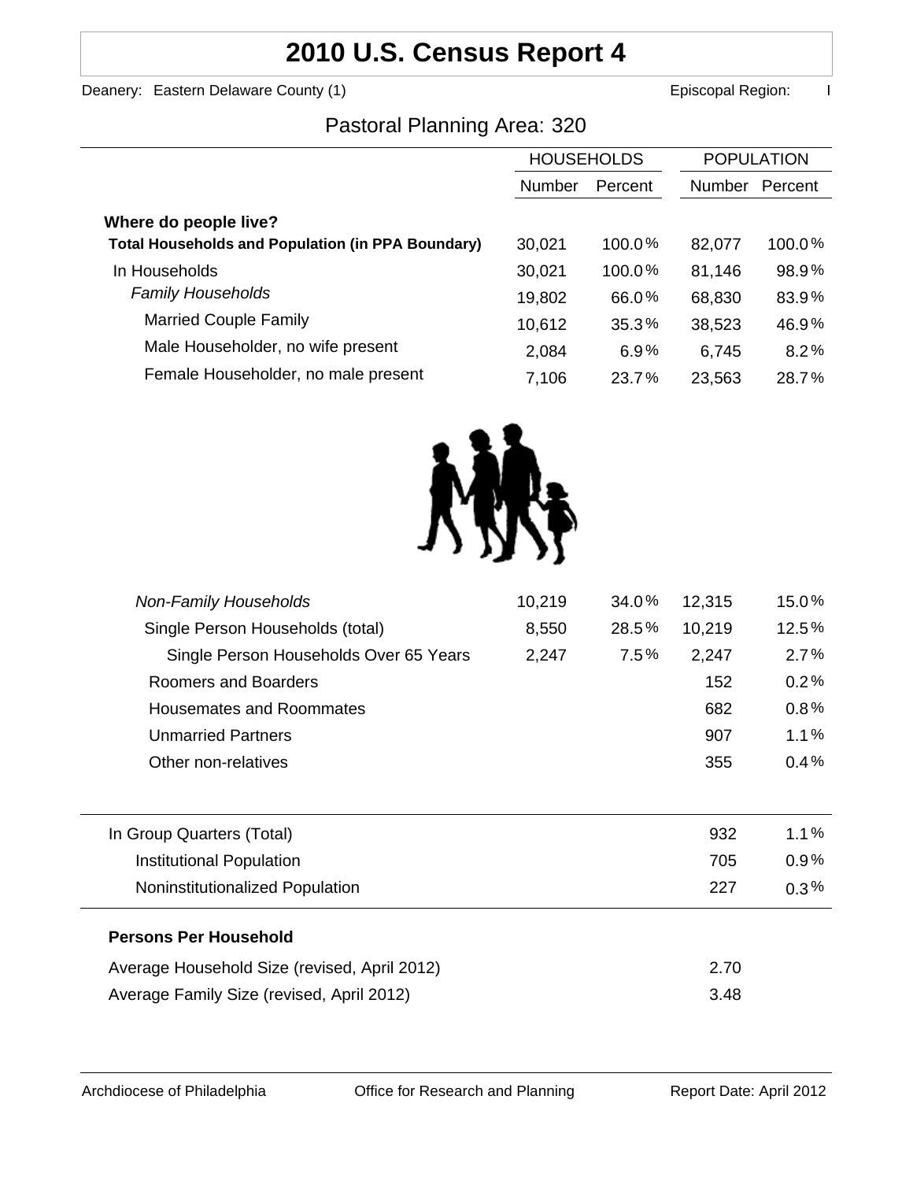# 2010 U.S. Census Report 4

Deanery: Eastern Delaware County (1) Episcopal Region: I

## Pastoral Planning Area: 320

| | HOUSEHOLDS | | POPULATION | |
|---|---|---|---|---|
| | Number | Percent | Number | Percent |
| **Where do people live?** | | | | |
| **Total Households and Population (in PPA Boundary)** | 30,021 | 100.0% | 82,077 | 100.0% |
| In Households | 30,021 | 100.0% | 81,146 | 98.9% |
| *Family Households* | 19,802 | 66.0% | 68,830 | 83.9% |
| Married Couple Family | 10,612 | 35.3% | 38,523 | 46.9% |
| Male Householder, no wife present | 2,084 | 6.9% | 6,745 | 8.2% |
| Female Householder, no male present | 7,106 | 23.7% | 23,563 | 28.7% |
| *Non-Family Households* | 10,219 | 34.0% | 12,315 | 15.0% |
| Single Person Households (total) | 8,550 | 28.5% | 10,219 | 12.5% |
| Single Person Households Over 65 Years | 2,247 | 7.5% | 2,247 | 2.7% |
| Roomers and Boarders | | | 152 | 0.2% |
| Housemates and Roommates | | | 682 | 0.8% |
| Unmarried Partners | | | 907 | 1.1% |
| Other non-relatives | | | 355 | 0.4% |
| In Group Quarters (Total) | | | 932 | 1.1% |
| Institutional Population | | | 705 | 0.9% |
| Noninstitutionalized Population | | | 227 | 0.3% |

**Persons Per Household**

| | |
|---|---|
| Average Household Size (revised, April 2012) | 2.70 |
| Average Family Size (revised, April 2012) | 3.48 |

Archdiocese of Philadelphia Office for Research and Planning Report Date: April 2012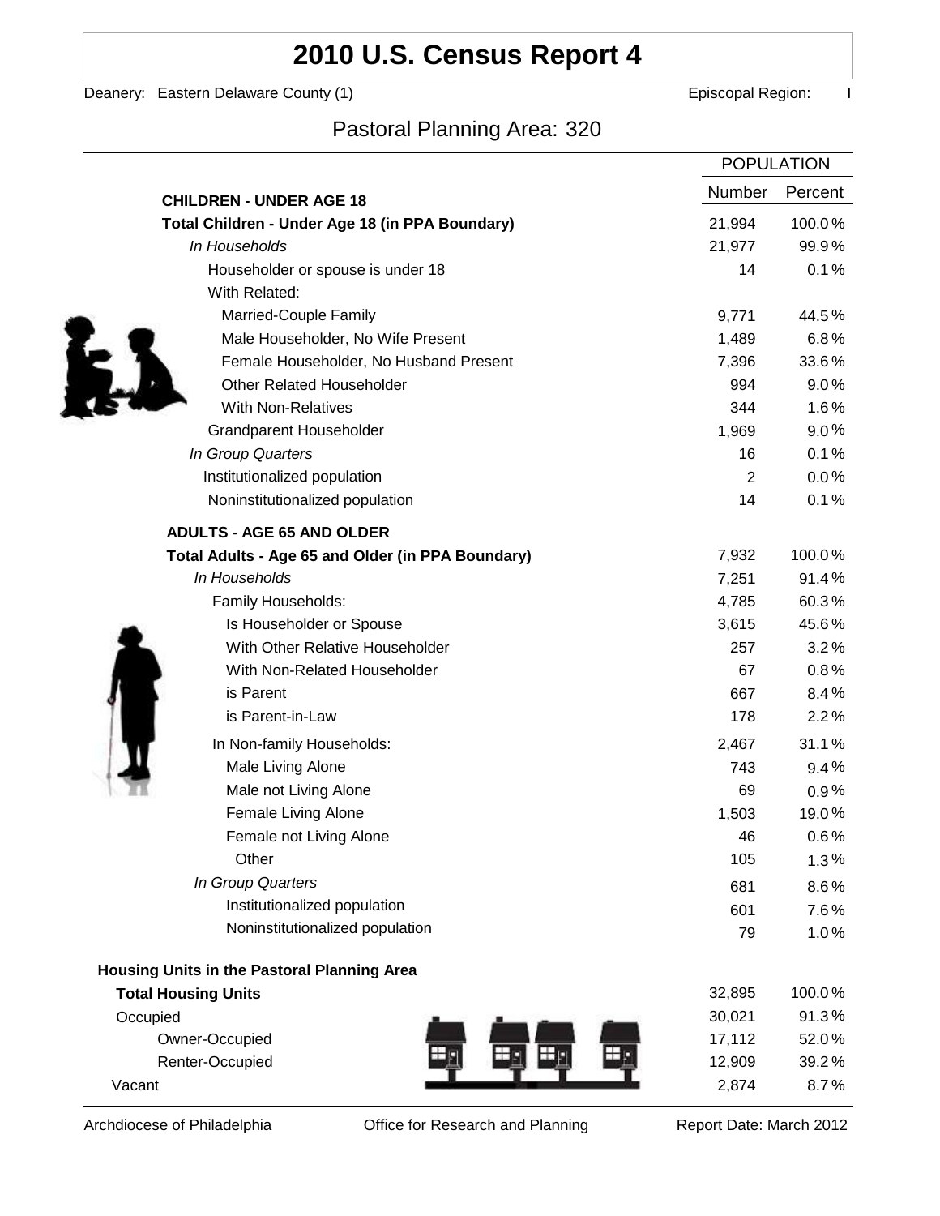# 2010 U.S. Census Report 4

Deanery: Eastern Delaware County (1) Episcopal Region: I

## Pastoral Planning Area: 320

| | POPULATION | |
|---|---|---|
| | Number | Percent |
| **CHILDREN - UNDER AGE 18** | | |
| **Total Children - Under Age 18 (in PPA Boundary)** | 21,994 | 100.0% |
| *In Households* | 21,977 | 99.9% |
| Householder or spouse is under 18 | 14 | 0.1% |
| With Related: | | |
| Married-Couple Family | 9,771 | 44.5% |
| Male Householder, No Wife Present | 1,489 | 6.8% |
| Female Householder, No Husband Present | 7,396 | 33.6% |
| Other Related Householder | 994 | 9.0% |
| With Non-Relatives | 344 | 1.6% |
| Grandparent Householder | 1,969 | 9.0% |
| *In Group Quarters* | 16 | 0.1% |
| Institutionalized population | 2 | 0.0% |
| Noninstitutionalized population | 14 | 0.1% |
| **ADULTS - AGE 65 AND OLDER** | | |
| **Total Adults - Age 65 and Older (in PPA Boundary)** | 7,932 | 100.0% |
| *In Households* | 7,251 | 91.4% |
| Family Households: | 4,785 | 60.3% |
| Is Householder or Spouse | 3,615 | 45.6% |
| With Other Relative Householder | 257 | 3.2% |
| With Non-Related Householder | 67 | 0.8% |
| is Parent | 667 | 8.4% |
| is Parent-in-Law | 178 | 2.2% |
| In Non-family Households: | 2,467 | 31.1% |
| Male Living Alone | 743 | 9.4% |
| Male not Living Alone | 69 | 0.9% |
| Female Living Alone | 1,503 | 19.0% |
| Female not Living Alone | 46 | 0.6% |
| Other | 105 | 1.3% |
| *In Group Quarters* | 681 | 8.6% |
| Institutionalized population | 601 | 7.6% |
| Noninstitutionalized population | 79 | 1.0% |
| **Housing Units in the Pastoral Planning Area** | | |
| **Total Housing Units** | 32,895 | 100.0% |
| Occupied | 30,021 | 91.3% |
| Owner-Occupied | 17,112 | 52.0% |
| Renter-Occupied | 12,909 | 39.2% |
| Vacant | 2,874 | 8.7% |

Archdiocese of Philadelphia Office for Research and Planning Report Date: March 2012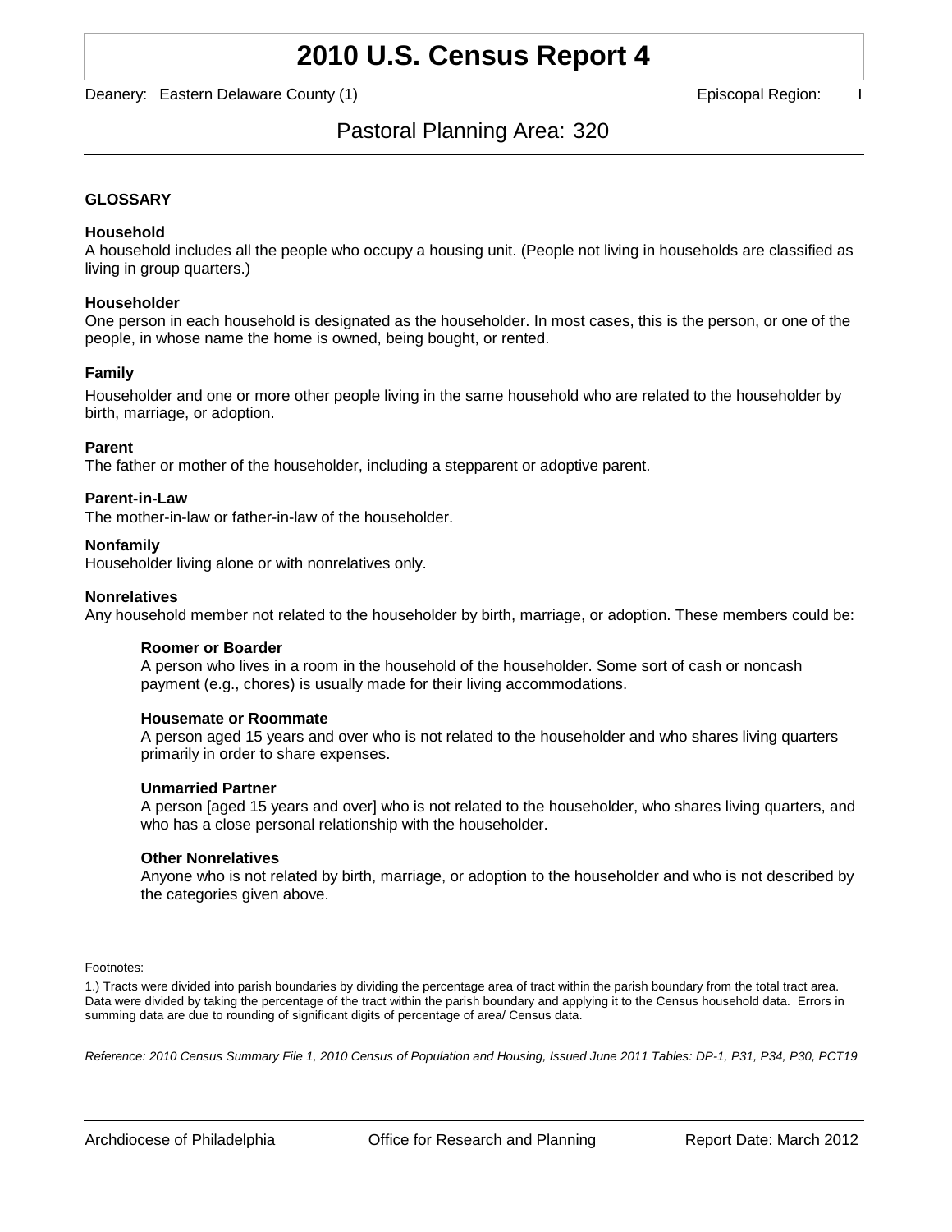# 2010 U.S. Census Report 4

Deanery: Eastern Delaware County (1) Episcopal Region: I

## Pastoral Planning Area: 320

**GLOSSARY**

**Household**
A household includes all the people who occupy a housing unit. (People not living in households are classified as living in group quarters.)

**Householder**
One person in each household is designated as the householder. In most cases, this is the person, or one of the people, in whose name the home is owned, being bought, or rented.

**Family**
Householder and one or more other people living in the same household who are related to the householder by birth, marriage, or adoption.

**Parent**
The father or mother of the householder, including a stepparent or adoptive parent.

**Parent-in-Law**
The mother-in-law or father-in-law of the householder.

**Nonfamily**
Householder living alone or with nonrelatives only.

**Nonrelatives**
Any household member not related to the householder by birth, marriage, or adoption. These members could be:

> **Roomer or Boarder**
> A person who lives in a room in the household of the householder. Some sort of cash or noncash payment (e.g., chores) is usually made for their living accommodations.
>
> **Housemate or Roommate**
> A person aged 15 years and over who is not related to the householder and who shares living quarters primarily in order to share expenses.
>
> **Unmarried Partner**
> A person [aged 15 years and over] who is not related to the householder, who shares living quarters, and who has a close personal relationship with the householder.
>
> **Other Nonrelatives**
> Anyone who is not related by birth, marriage, or adoption to the householder and who is not described by the categories given above.

Footnotes:

1.) Tracts were divided into parish boundaries by dividing the percentage area of tract within the parish boundary from the total tract area. Data were divided by taking the percentage of the tract within the parish boundary and applying it to the Census household data. Errors in summing data are due to rounding of significant digits of percentage of area/ Census data.

*Reference: 2010 Census Summary File 1, 2010 Census of Population and Housing, Issued June 2011 Tables: DP-1, P31, P34, P30, PCT19*

Archdiocese of Philadelphia Office for Research and Planning Report Date: March 2012